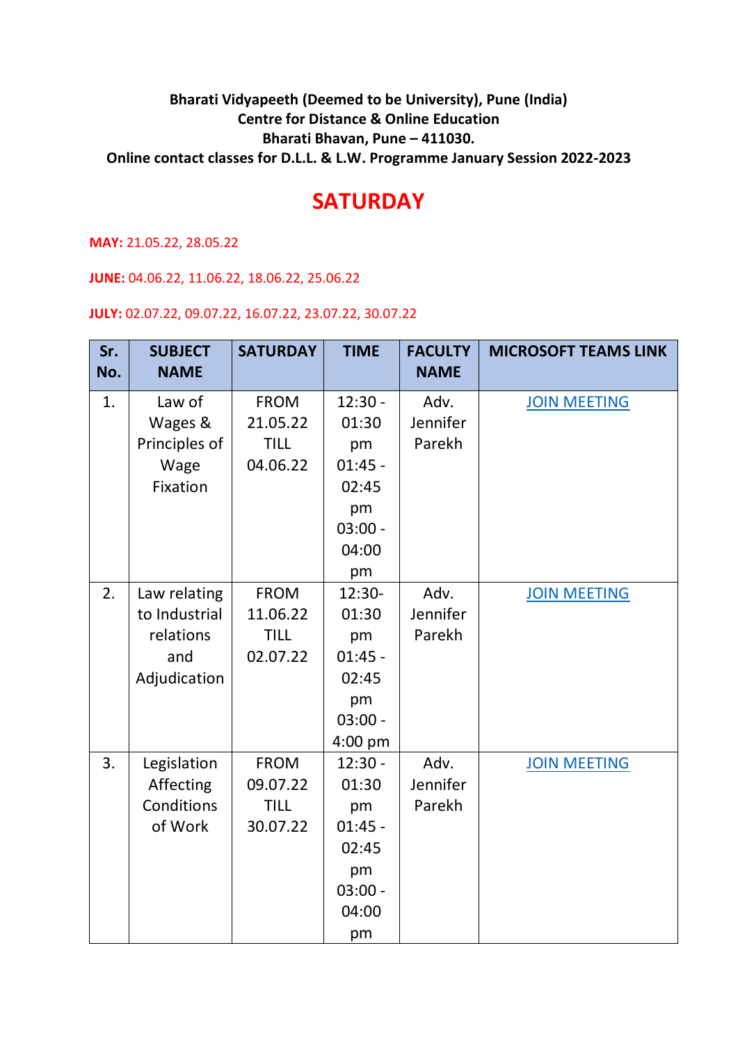**Bharati Vidyapeeth (Deemed to be University), Pune (India)**
**Centre for Distance & Online Education**
**Bharati Bhavan, Pune – 411030.**
**Online contact classes for D.L.L. & L.W. Programme January Session 2022-2023**

# SATURDAY

**MAY:** 21.05.22, 28.05.22

**JUNE:** 04.06.22, 11.06.22, 18.06.22, 25.06.22

**JULY:** 02.07.22, 09.07.22, 16.07.22, 23.07.22, 30.07.22

| Sr. No. | SUBJECT NAME | SATURDAY | TIME | FACULTY NAME | MICROSOFT TEAMS LINK |
|---|---|---|---|---|---|
| 1. | Law of Wages & Principles of Wage Fixation | FROM 21.05.22 TILL 04.06.22 | 12:30 - 01:30 pm 01:45 - 02:45 pm 03:00 - 04:00 pm | Adv. Jennifer Parekh | JOIN MEETING |
| 2. | Law relating to Industrial relations and Adjudication | FROM 11.06.22 TILL 02.07.22 | 12:30- 01:30 pm 01:45 - 02:45 pm 03:00 - 4:00 pm | Adv. Jennifer Parekh | JOIN MEETING |
| 3. | Legislation Affecting Conditions of Work | FROM 09.07.22 TILL 30.07.22 | 12:30 - 01:30 pm 01:45 - 02:45 pm 03:00 - 04:00 pm | Adv. Jennifer Parekh | JOIN MEETING |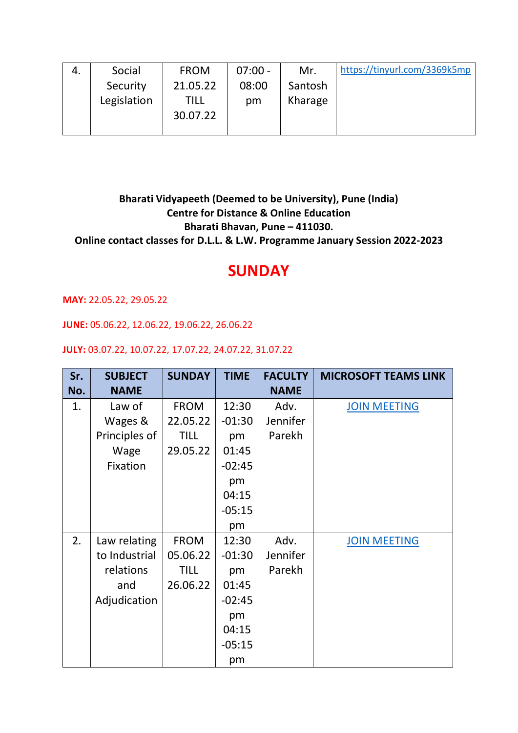| 4. | Social Security Legislation | FROM 21.05.22 TILL 30.07.22 | 07:00 - 08:00 pm | Mr. Santosh Kharage | https://tinyurl.com/3369k5mp |
|---|---|---|---|---|---|

**Bharati Vidyapeeth (Deemed to be University), Pune (India)**
**Centre for Distance & Online Education**
**Bharati Bhavan, Pune – 411030.**
**Online contact classes for D.L.L. & L.W. Programme January Session 2022-2023**

# SUNDAY

**MAY:** 22.05.22, 29.05.22

**JUNE:** 05.06.22, 12.06.22, 19.06.22, 26.06.22

**JULY:** 03.07.22, 10.07.22, 17.07.22, 24.07.22, 31.07.22

| Sr. No. | SUBJECT NAME | SUNDAY | TIME | FACULTY NAME | MICROSOFT TEAMS LINK |
|---|---|---|---|---|---|
| 1. | Law of Wages & Principles of Wage Fixation | FROM 22.05.22 TILL 29.05.22 | 12:30 -01:30 pm 01:45 -02:45 pm 04:15 -05:15 pm | Adv. Jennifer Parekh | JOIN MEETING |
| 2. | Law relating to Industrial relations and Adjudication | FROM 05.06.22 TILL 26.06.22 | 12:30 -01:30 pm 01:45 -02:45 pm 04:15 -05:15 pm | Adv. Jennifer Parekh | JOIN MEETING |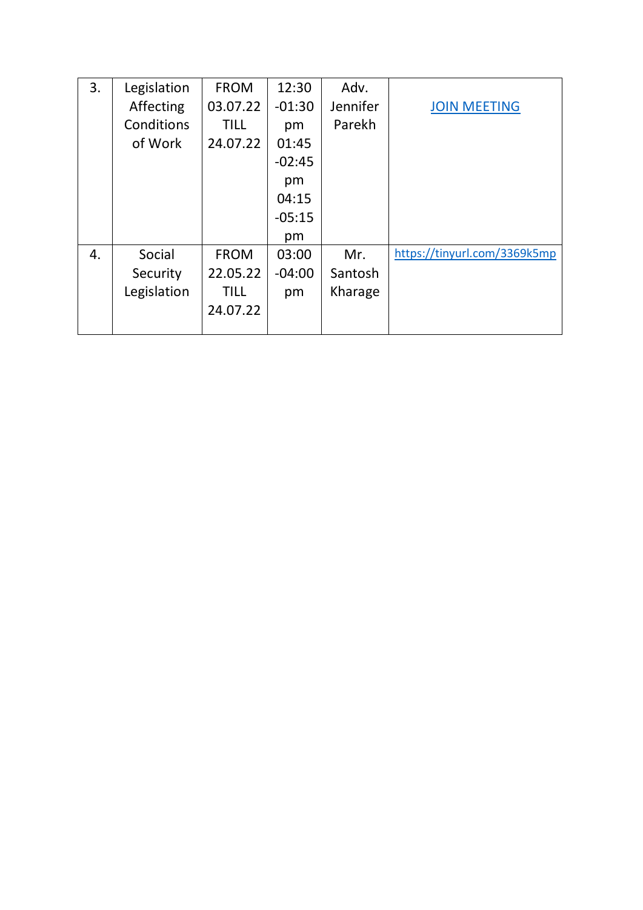| | | | | | |
|---|---|---|---|---|---|
| 3. | Legislation Affecting Conditions of Work | FROM 03.07.22 TILL 24.07.22 | 12:30 -01:30 pm 01:45 -02:45 pm 04:15 -05:15 pm | Adv. Jennifer Parekh | JOIN MEETING |
| 4. | Social Security Legislation | FROM 22.05.22 TILL 24.07.22 | 03:00 -04:00 pm | Mr. Santosh Kharage | https://tinyurl.com/3369k5mp |